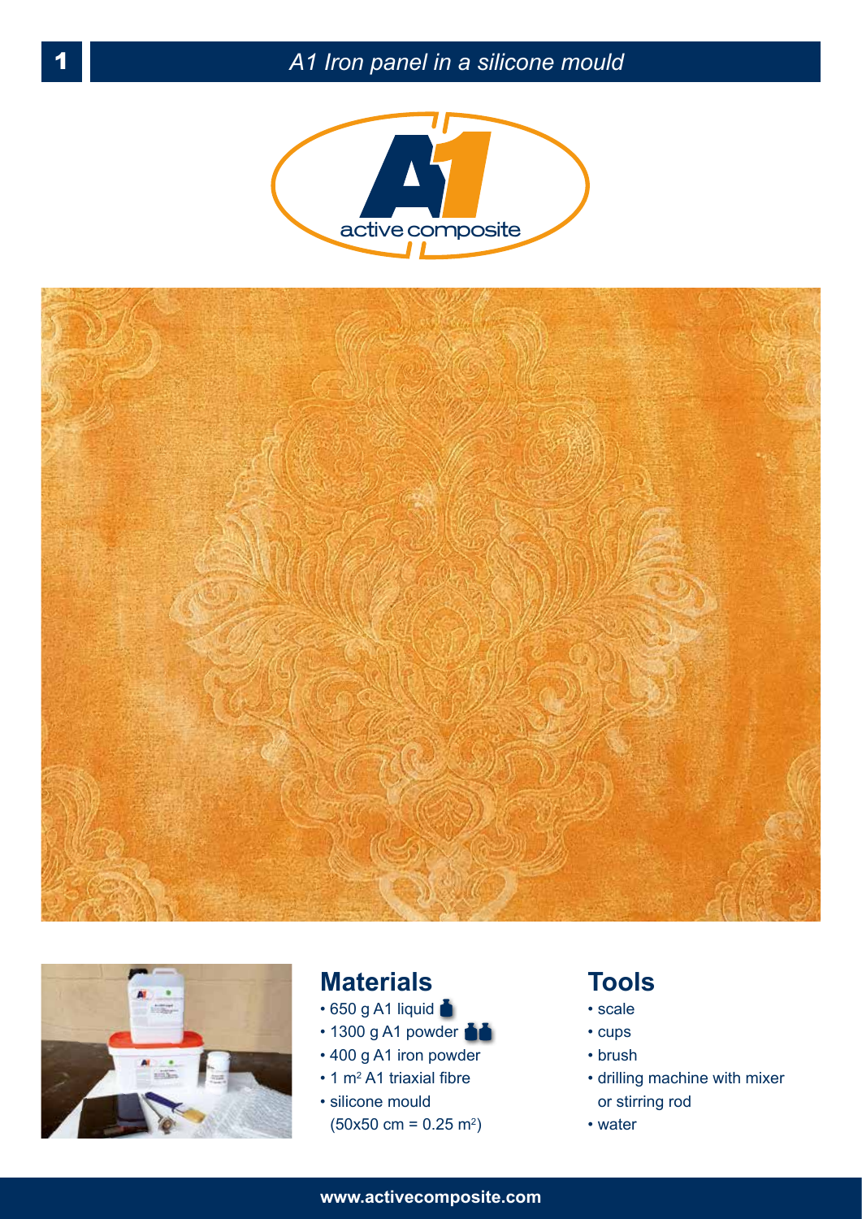# A1 Iron panel in a silicone mould

active composite

## Materials

- 650 g A1 liquid
- 1300 g A1 powder
- 400 g A1 iron powder
- 1 $m^2$ A1 triaxial fibre
- silicone mould (50x50 cm = 0.25 $m^2$)

## Tools

- scale
- cups
- brush
- drilling machine with mixer or stirring rod
- water

www.activecomposite.com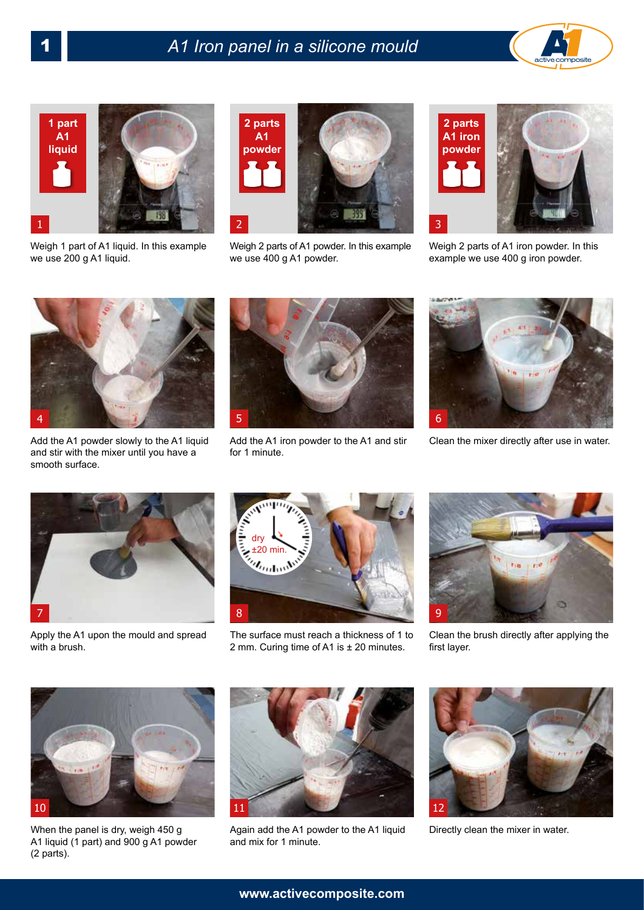# 1 A1 Iron panel in a silicone mould

**1 part A1 liquid**

1 — Weigh 1 part of A1 liquid. In this example we use 200 g A1 liquid.

**2 parts A1 powder**

2 — Weigh 2 parts of A1 powder. In this example we use 400 g A1 powder.

**2 parts A1 iron powder**

3 — Weigh 2 parts of A1 iron powder. In this example we use 400 g iron powder.

4 — Add the A1 powder slowly to the A1 liquid and stir with the mixer until you have a smooth surface.

5 — Add the A1 iron powder to the A1 and stir for 1 minute.

6 — Clean the mixer directly after use in water.

7 — Apply the A1 upon the mould and spread with a brush.

8 — dry ±20 min. — The surface must reach a thickness of 1 to 2 mm. Curing time of A1 is ± 20 minutes.

9 — Clean the brush directly after applying the first layer.

10 — When the panel is dry, weigh 450 g A1 liquid (1 part) and 900 g A1 powder (2 parts).

11 — Again add the A1 powder to the A1 liquid and mix for 1 minute.

12 — Directly clean the mixer in water.

**www.activecomposite.com**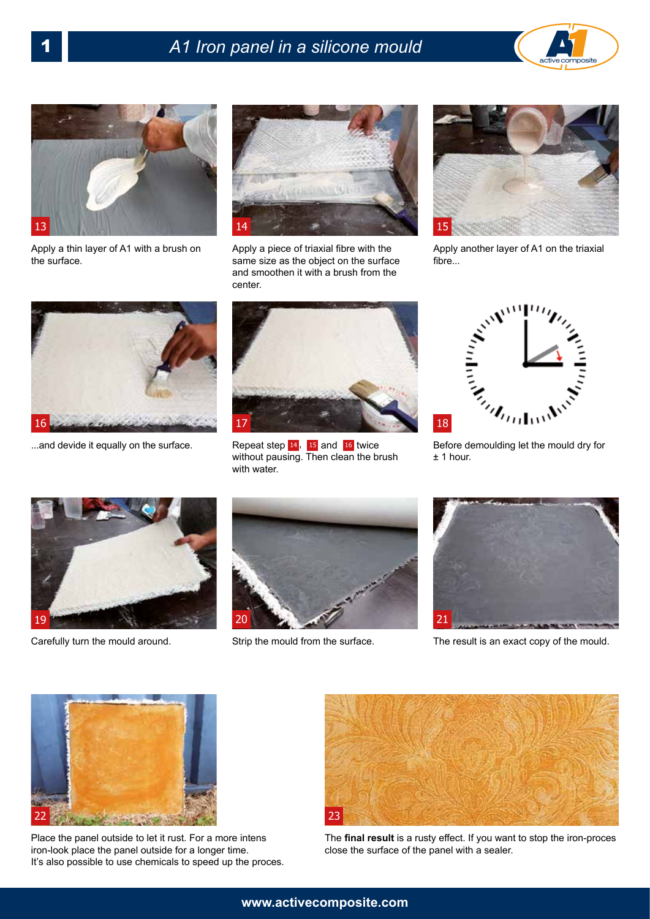# A1 Iron panel in a silicone mould

13 Apply a thin layer of A1 with a brush on the surface.

14 Apply a piece of triaxial fibre with the same size as the object on the surface and smoothen it with a brush from the center.

15 Apply another layer of A1 on the triaxial fibre...

16 ...and devide it equally on the surface.

17 Repeat step 14, 15 and 16 twice without pausing. Then clean the brush with water.

18 Before demoulding let the mould dry for ± 1 hour.

19 Carefully turn the mould around.

20 Strip the mould from the surface.

21 The result is an exact copy of the mould.

22 Place the panel outside to let it rust. For a more intens iron-look place the panel outside for a longer time. It's also possible to use chemicals to speed up the proces.

23 The **final result** is a rusty effect. If you want to stop the iron-proces close the surface of the panel with a sealer.

www.activecomposite.com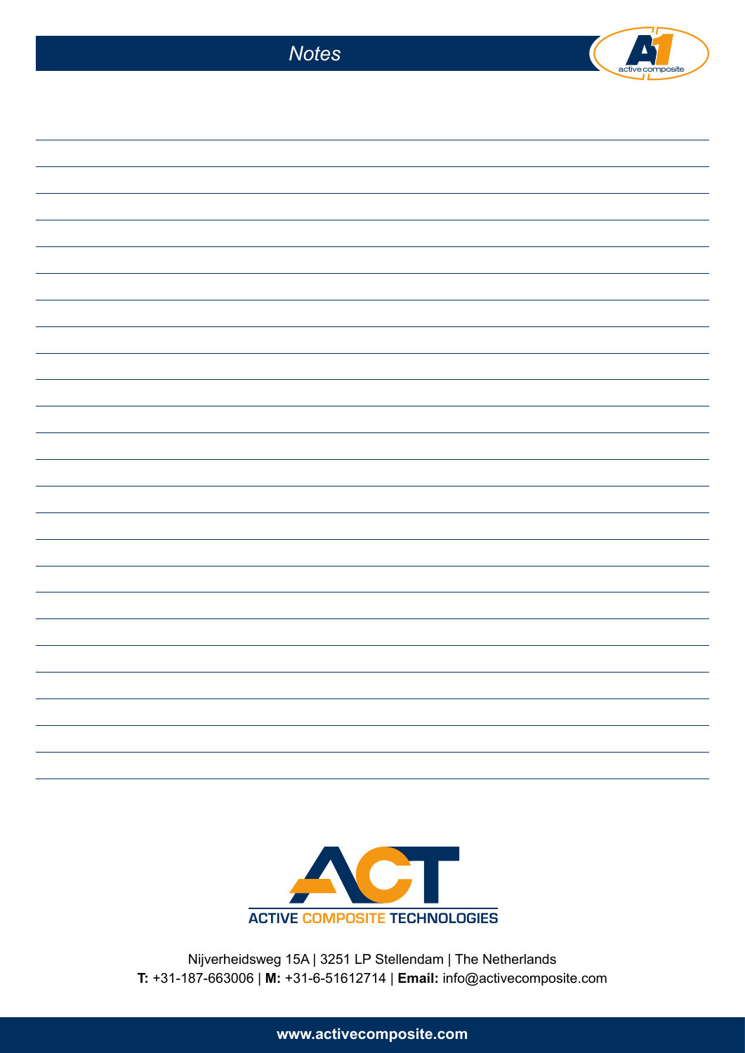# Notes

ACTIVE COMPOSITE TECHNOLOGIES

Nijverheidsweg 15A | 3251 LP Stellendam | The Netherlands
**T:** +31-187-663006 | **M:** +31-6-51612714 | **Email:** info@activecomposite.com

**www.activecomposite.com**